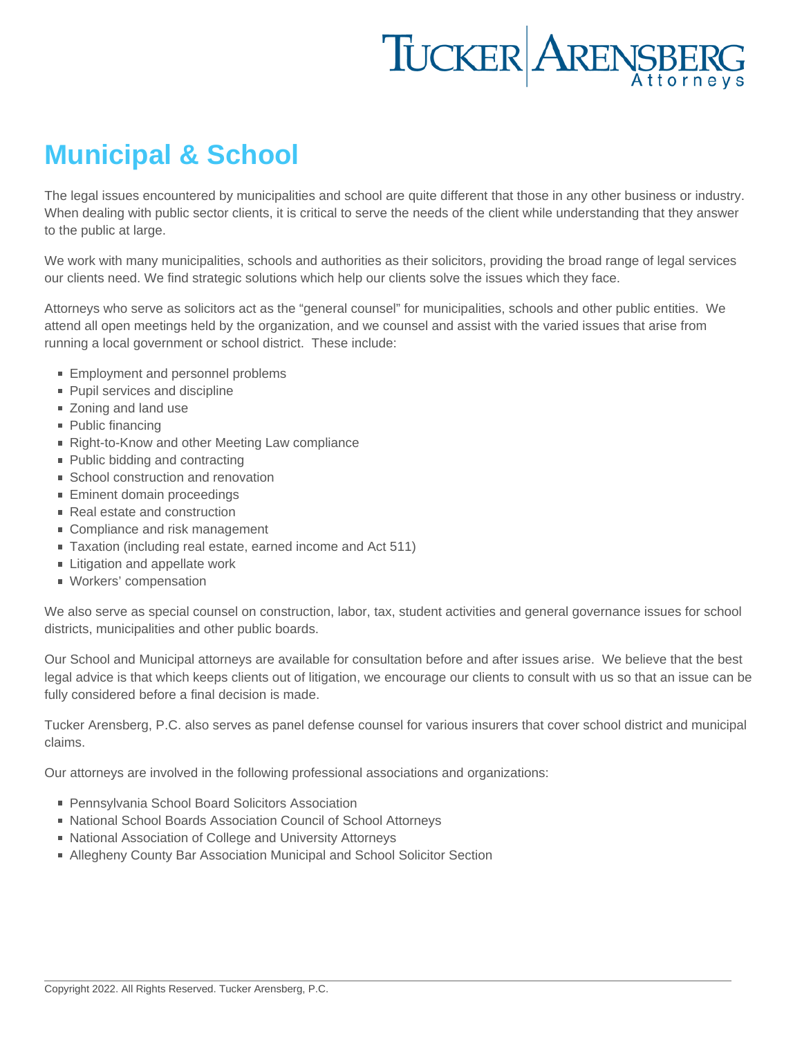# Municipal & School

The legal issues encountered by municipalities and school are quite different that those in any other business or industry. When dealing with public sector clients, it is critical to serve the needs of the client while understanding that they answer to the public at large.

We work with many municipalities, schools and authorities as their solicitors, providing the broad range of legal services our clients need. We find strategic solutions which help our clients solve the issues which they face.

Attorneys who serve as solicitors act as the "general counsel" for municipalities, schools and other public entities. We attend all open meetings held by the organization, and we counsel and assist with the varied issues that arise from running a local government or school district. These include:

- Employment and personnel problems
- Pupil services and discipline
- Zoning and land use
- Public financing
- Right-to-Know and other Meeting Law compliance
- Public bidding and contracting
- School construction and renovation
- Eminent domain proceedings
- Real estate and construction
- Compliance and risk management
- Taxation (including real estate, earned income and Act 511)
- Litigation and appellate work
- Workers' compensation

We also serve as special counsel on construction, labor, tax, student activities and general governance issues for school districts, municipalities and other public boards.

Our School and Municipal attorneys are available for consultation before and after issues arise. We believe that the best legal advice is that which keeps clients out of litigation, we encourage our clients to consult with us so that an issue can be fully considered before a final decision is made.

Tucker Arensberg, P.C. also serves as panel defense counsel for various insurers that cover school district and municipal claims.

Our attorneys are involved in the following professional associations and organizations:

- Pennsylvania School Board Solicitors Association
- National School Boards Association Council of School Attorneys
- National Association of College and University Attorneys
- Allegheny County Bar Association Municipal and School Solicitor Section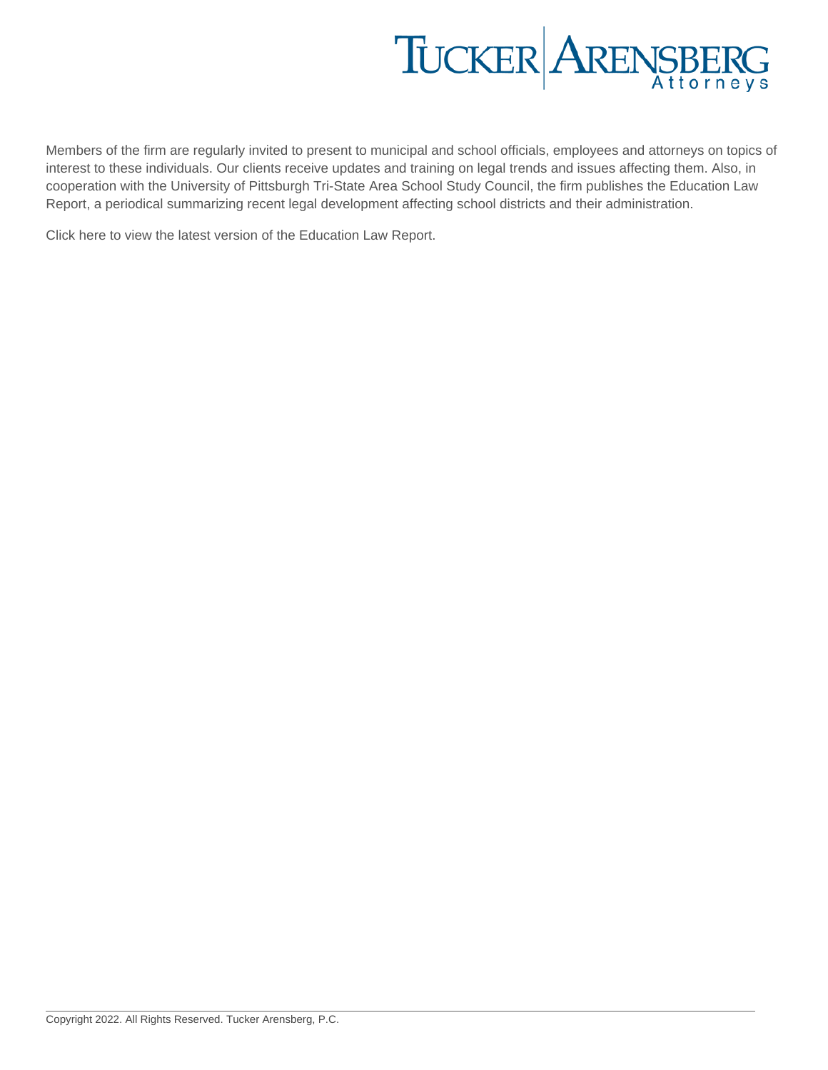Members of the firm are regularly invited to present to municipal and school officials, employees and attorneys on topics of interest to these individuals. Our clients receive updates and training on legal trends and issues affecting them. Also, in cooperation with the University of Pittsburgh Tri-State Area School Study Council, the firm publishes the Education Law Report, a periodical summarizing recent legal development affecting school districts and their administration.

Click here to view the latest version of the Education Law Report.